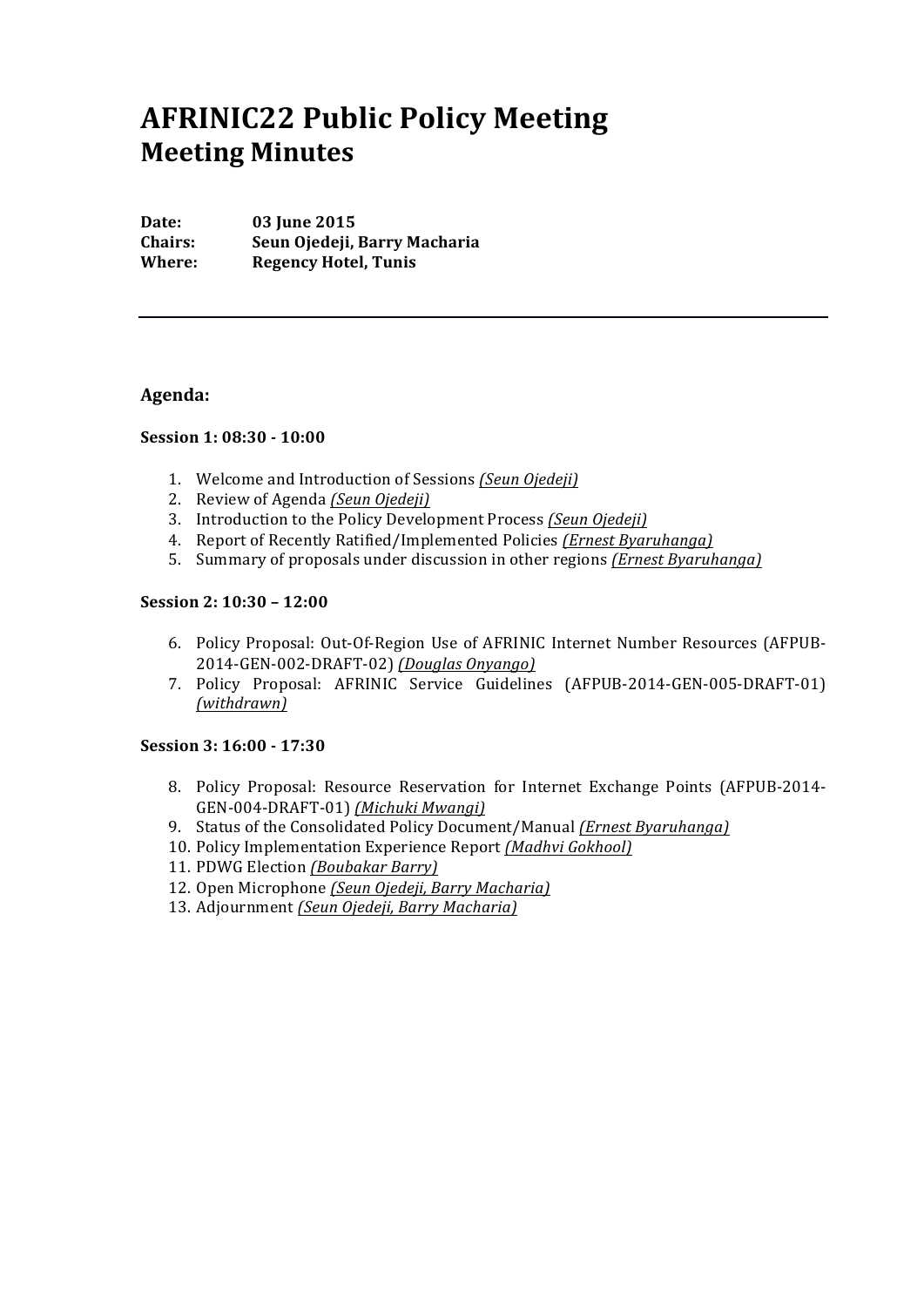# AFRINIC22 Public Policy Meeting
## Meeting Minutes

**Date:** 03 June 2015
**Chairs:** Seun Ojedeji, Barry Macharia
**Where:** Regency Hotel, Tunis

---

### Agenda:

**Session 1: 08:30 - 10:00**

1. Welcome and Introduction of Sessions *(Seun Ojedeji)*
2. Review of Agenda *(Seun Ojedeji)*
3. Introduction to the Policy Development Process *(Seun Ojedeji)*
4. Report of Recently Ratified/Implemented Policies *(Ernest Byaruhanga)*
5. Summary of proposals under discussion in other regions *(Ernest Byaruhanga)*

**Session 2: 10:30 – 12:00**

6. Policy Proposal: Out-Of-Region Use of AFRINIC Internet Number Resources (AFPUB-2014-GEN-002-DRAFT-02) *(Douglas Onyango)*
7. Policy Proposal: AFRINIC Service Guidelines (AFPUB-2014-GEN-005-DRAFT-01) *(withdrawn)*

**Session 3: 16:00 - 17:30**

8. Policy Proposal: Resource Reservation for Internet Exchange Points (AFPUB-2014-GEN-004-DRAFT-01) *(Michuki Mwangi)*
9. Status of the Consolidated Policy Document/Manual *(Ernest Byaruhanga)*
10. Policy Implementation Experience Report *(Madhvi Gokhool)*
11. PDWG Election *(Boubakar Barry)*
12. Open Microphone *(Seun Ojedeji, Barry Macharia)*
13. Adjournment *(Seun Ojedeji, Barry Macharia)*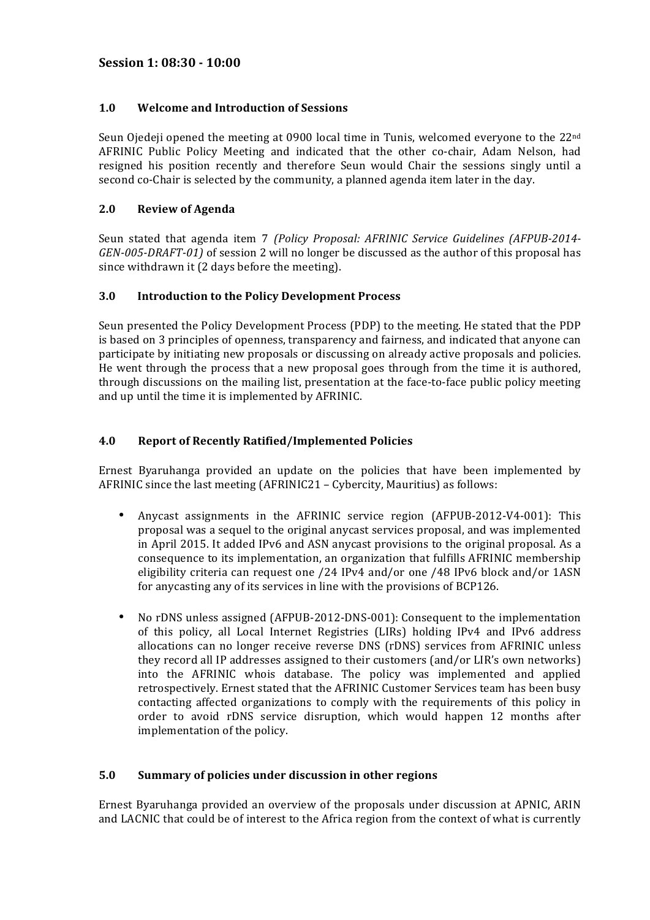## Session 1: 08:30 - 10:00

### 1.0 Welcome and Introduction of Sessions

Seun Ojedeji opened the meeting at 0900 local time in Tunis, welcomed everyone to the 22nd AFRINIC Public Policy Meeting and indicated that the other co-chair, Adam Nelson, had resigned his position recently and therefore Seun would Chair the sessions singly until a second co-Chair is selected by the community, a planned agenda item later in the day.

### 2.0 Review of Agenda

Seun stated that agenda item 7 *(Policy Proposal: AFRINIC Service Guidelines (AFPUB-2014-GEN-005-DRAFT-01)* of session 2 will no longer be discussed as the author of this proposal has since withdrawn it (2 days before the meeting).

### 3.0 Introduction to the Policy Development Process

Seun presented the Policy Development Process (PDP) to the meeting. He stated that the PDP is based on 3 principles of openness, transparency and fairness, and indicated that anyone can participate by initiating new proposals or discussing on already active proposals and policies. He went through the process that a new proposal goes through from the time it is authored, through discussions on the mailing list, presentation at the face-to-face public policy meeting and up until the time it is implemented by AFRINIC.

### 4.0 Report of Recently Ratified/Implemented Policies

Ernest Byaruhanga provided an update on the policies that have been implemented by AFRINIC since the last meeting (AFRINIC21 – Cybercity, Mauritius) as follows:

- Anycast assignments in the AFRINIC service region (AFPUB-2012-V4-001): This proposal was a sequel to the original anycast services proposal, and was implemented in April 2015. It added IPv6 and ASN anycast provisions to the original proposal. As a consequence to its implementation, an organization that fulfills AFRINIC membership eligibility criteria can request one /24 IPv4 and/or one /48 IPv6 block and/or 1ASN for anycasting any of its services in line with the provisions of BCP126.
- No rDNS unless assigned (AFPUB-2012-DNS-001): Consequent to the implementation of this policy, all Local Internet Registries (LIRs) holding IPv4 and IPv6 address allocations can no longer receive reverse DNS (rDNS) services from AFRINIC unless they record all IP addresses assigned to their customers (and/or LIR's own networks) into the AFRINIC whois database. The policy was implemented and applied retrospectively. Ernest stated that the AFRINIC Customer Services team has been busy contacting affected organizations to comply with the requirements of this policy in order to avoid rDNS service disruption, which would happen 12 months after implementation of the policy.

### 5.0 Summary of policies under discussion in other regions

Ernest Byaruhanga provided an overview of the proposals under discussion at APNIC, ARIN and LACNIC that could be of interest to the Africa region from the context of what is currently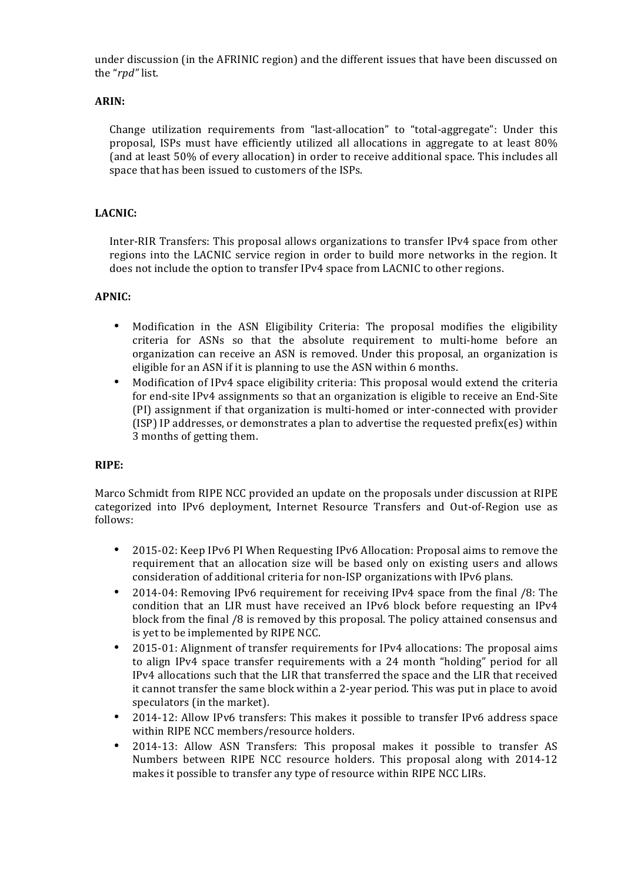under discussion (in the AFRINIC region) and the different issues that have been discussed on the "*rpd"* list.

**ARIN:**

Change utilization requirements from "last-allocation" to "total-aggregate": Under this proposal, ISPs must have efficiently utilized all allocations in aggregate to at least 80% (and at least 50% of every allocation) in order to receive additional space. This includes all space that has been issued to customers of the ISPs.

**LACNIC:**

Inter-RIR Transfers: This proposal allows organizations to transfer IPv4 space from other regions into the LACNIC service region in order to build more networks in the region. It does not include the option to transfer IPv4 space from LACNIC to other regions.

**APNIC:**

- Modification in the ASN Eligibility Criteria: The proposal modifies the eligibility criteria for ASNs so that the absolute requirement to multi-home before an organization can receive an ASN is removed. Under this proposal, an organization is eligible for an ASN if it is planning to use the ASN within 6 months.
- Modification of IPv4 space eligibility criteria: This proposal would extend the criteria for end-site IPv4 assignments so that an organization is eligible to receive an End-Site (PI) assignment if that organization is multi-homed or inter-connected with provider (ISP) IP addresses, or demonstrates a plan to advertise the requested prefix(es) within 3 months of getting them.

**RIPE:**

Marco Schmidt from RIPE NCC provided an update on the proposals under discussion at RIPE categorized into IPv6 deployment, Internet Resource Transfers and Out-of-Region use as follows:

- 2015-02: Keep IPv6 PI When Requesting IPv6 Allocation: Proposal aims to remove the requirement that an allocation size will be based only on existing users and allows consideration of additional criteria for non-ISP organizations with IPv6 plans.
- 2014-04: Removing IPv6 requirement for receiving IPv4 space from the final /8: The condition that an LIR must have received an IPv6 block before requesting an IPv4 block from the final /8 is removed by this proposal. The policy attained consensus and is yet to be implemented by RIPE NCC.
- 2015-01: Alignment of transfer requirements for IPv4 allocations: The proposal aims to align IPv4 space transfer requirements with a 24 month "holding" period for all IPv4 allocations such that the LIR that transferred the space and the LIR that received it cannot transfer the same block within a 2-year period. This was put in place to avoid speculators (in the market).
- 2014-12: Allow IPv6 transfers: This makes it possible to transfer IPv6 address space within RIPE NCC members/resource holders.
- 2014-13: Allow ASN Transfers: This proposal makes it possible to transfer AS Numbers between RIPE NCC resource holders. This proposal along with 2014-12 makes it possible to transfer any type of resource within RIPE NCC LIRs.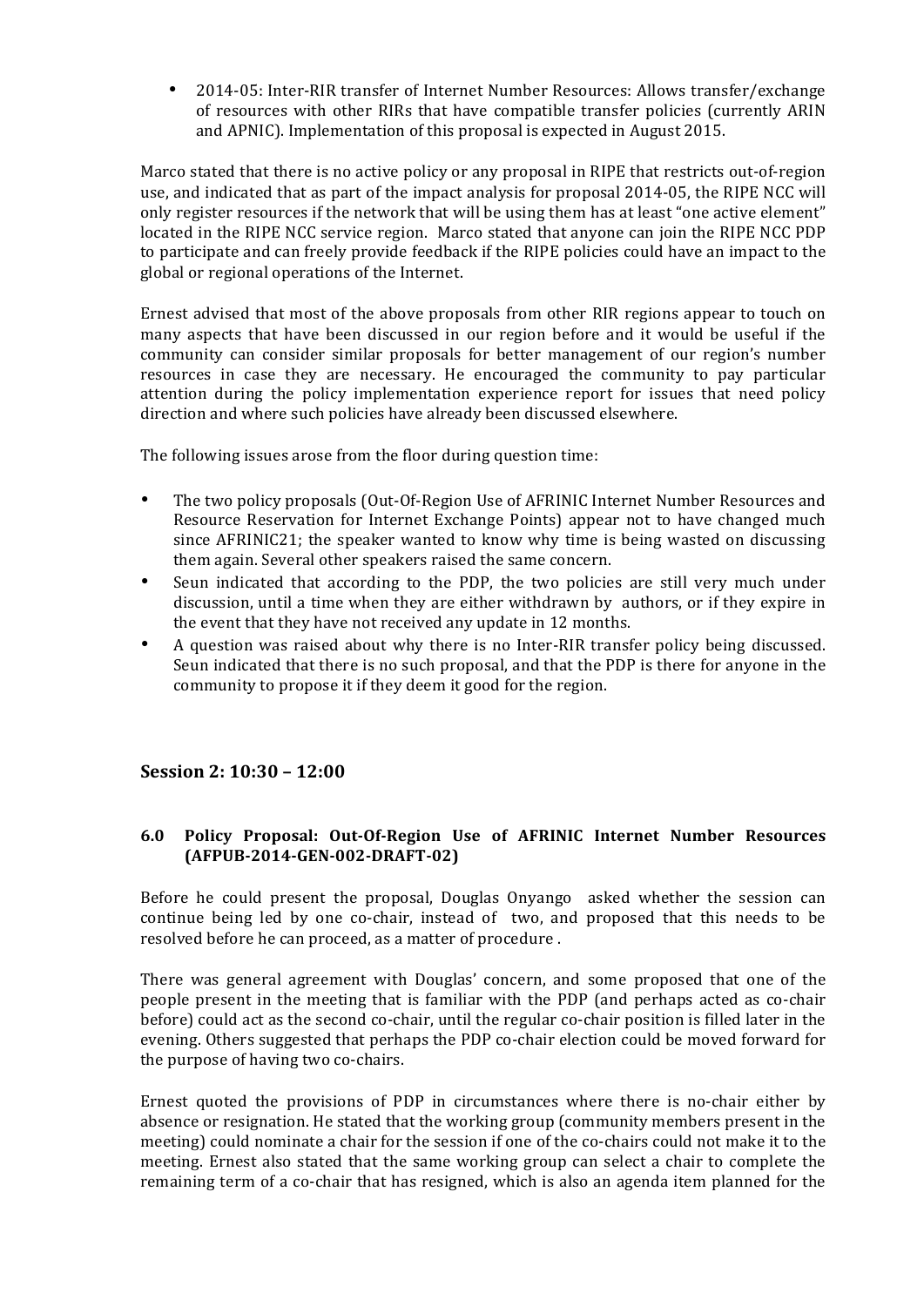- 2014-05: Inter-RIR transfer of Internet Number Resources: Allows transfer/exchange of resources with other RIRs that have compatible transfer policies (currently ARIN and APNIC). Implementation of this proposal is expected in August 2015.

Marco stated that there is no active policy or any proposal in RIPE that restricts out-of-region use, and indicated that as part of the impact analysis for proposal 2014-05, the RIPE NCC will only register resources if the network that will be using them has at least "one active element" located in the RIPE NCC service region. Marco stated that anyone can join the RIPE NCC PDP to participate and can freely provide feedback if the RIPE policies could have an impact to the global or regional operations of the Internet.

Ernest advised that most of the above proposals from other RIR regions appear to touch on many aspects that have been discussed in our region before and it would be useful if the community can consider similar proposals for better management of our region's number resources in case they are necessary. He encouraged the community to pay particular attention during the policy implementation experience report for issues that need policy direction and where such policies have already been discussed elsewhere.

The following issues arose from the floor during question time:

- The two policy proposals (Out-Of-Region Use of AFRINIC Internet Number Resources and Resource Reservation for Internet Exchange Points) appear not to have changed much since AFRINIC21; the speaker wanted to know why time is being wasted on discussing them again. Several other speakers raised the same concern.
- Seun indicated that according to the PDP, the two policies are still very much under discussion, until a time when they are either withdrawn by authors, or if they expire in the event that they have not received any update in 12 months.
- A question was raised about why there is no Inter-RIR transfer policy being discussed. Seun indicated that there is no such proposal, and that the PDP is there for anyone in the community to propose it if they deem it good for the region.

## Session 2: 10:30 – 12:00

### 6.0 Policy Proposal: Out-Of-Region Use of AFRINIC Internet Number Resources (AFPUB-2014-GEN-002-DRAFT-02)

Before he could present the proposal, Douglas Onyango asked whether the session can continue being led by one co-chair, instead of two, and proposed that this needs to be resolved before he can proceed, as a matter of procedure .

There was general agreement with Douglas' concern, and some proposed that one of the people present in the meeting that is familiar with the PDP (and perhaps acted as co-chair before) could act as the second co-chair, until the regular co-chair position is filled later in the evening. Others suggested that perhaps the PDP co-chair election could be moved forward for the purpose of having two co-chairs.

Ernest quoted the provisions of PDP in circumstances where there is no-chair either by absence or resignation. He stated that the working group (community members present in the meeting) could nominate a chair for the session if one of the co-chairs could not make it to the meeting. Ernest also stated that the same working group can select a chair to complete the remaining term of a co-chair that has resigned, which is also an agenda item planned for the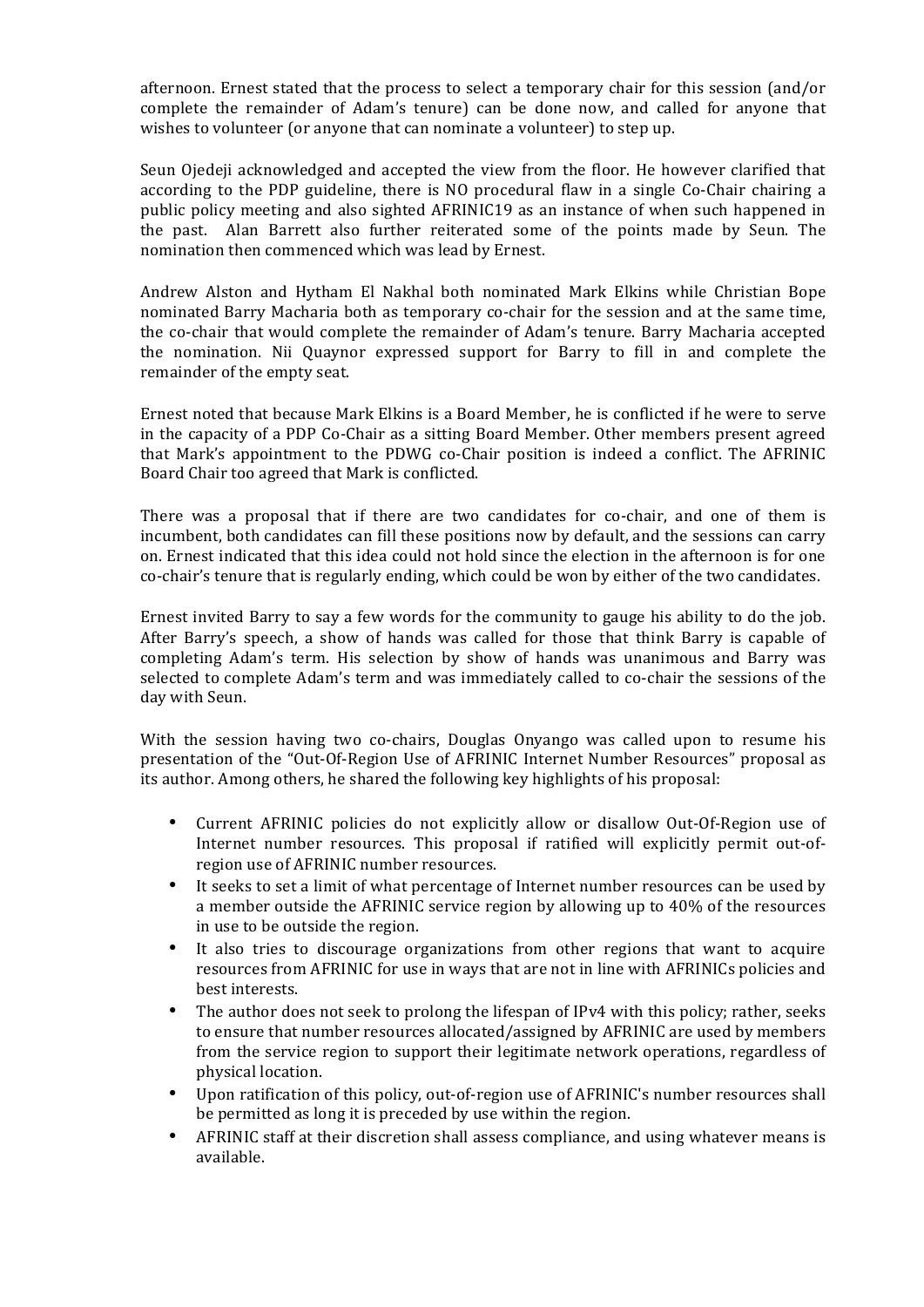afternoon. Ernest stated that the process to select a temporary chair for this session (and/or complete the remainder of Adam's tenure) can be done now, and called for anyone that wishes to volunteer (or anyone that can nominate a volunteer) to step up.

Seun Ojedeji acknowledged and accepted the view from the floor. He however clarified that according to the PDP guideline, there is NO procedural flaw in a single Co-Chair chairing a public policy meeting and also sighted AFRINIC19 as an instance of when such happened in the past. Alan Barrett also further reiterated some of the points made by Seun. The nomination then commenced which was lead by Ernest.

Andrew Alston and Hytham El Nakhal both nominated Mark Elkins while Christian Bope nominated Barry Macharia both as temporary co-chair for the session and at the same time, the co-chair that would complete the remainder of Adam's tenure. Barry Macharia accepted the nomination. Nii Quaynor expressed support for Barry to fill in and complete the remainder of the empty seat.

Ernest noted that because Mark Elkins is a Board Member, he is conflicted if he were to serve in the capacity of a PDP Co-Chair as a sitting Board Member. Other members present agreed that Mark's appointment to the PDWG co-Chair position is indeed a conflict. The AFRINIC Board Chair too agreed that Mark is conflicted.

There was a proposal that if there are two candidates for co-chair, and one of them is incumbent, both candidates can fill these positions now by default, and the sessions can carry on. Ernest indicated that this idea could not hold since the election in the afternoon is for one co-chair's tenure that is regularly ending, which could be won by either of the two candidates.

Ernest invited Barry to say a few words for the community to gauge his ability to do the job. After Barry's speech, a show of hands was called for those that think Barry is capable of completing Adam's term. His selection by show of hands was unanimous and Barry was selected to complete Adam's term and was immediately called to co-chair the sessions of the day with Seun.

With the session having two co-chairs, Douglas Onyango was called upon to resume his presentation of the "Out-Of-Region Use of AFRINIC Internet Number Resources" proposal as its author. Among others, he shared the following key highlights of his proposal:

- Current AFRINIC policies do not explicitly allow or disallow Out-Of-Region use of Internet number resources. This proposal if ratified will explicitly permit out-of-region use of AFRINIC number resources.
- It seeks to set a limit of what percentage of Internet number resources can be used by a member outside the AFRINIC service region by allowing up to 40% of the resources in use to be outside the region.
- It also tries to discourage organizations from other regions that want to acquire resources from AFRINIC for use in ways that are not in line with AFRINICs policies and best interests.
- The author does not seek to prolong the lifespan of IPv4 with this policy; rather, seeks to ensure that number resources allocated/assigned by AFRINIC are used by members from the service region to support their legitimate network operations, regardless of physical location.
- Upon ratification of this policy, out-of-region use of AFRINIC's number resources shall be permitted as long it is preceded by use within the region.
- AFRINIC staff at their discretion shall assess compliance, and using whatever means is available.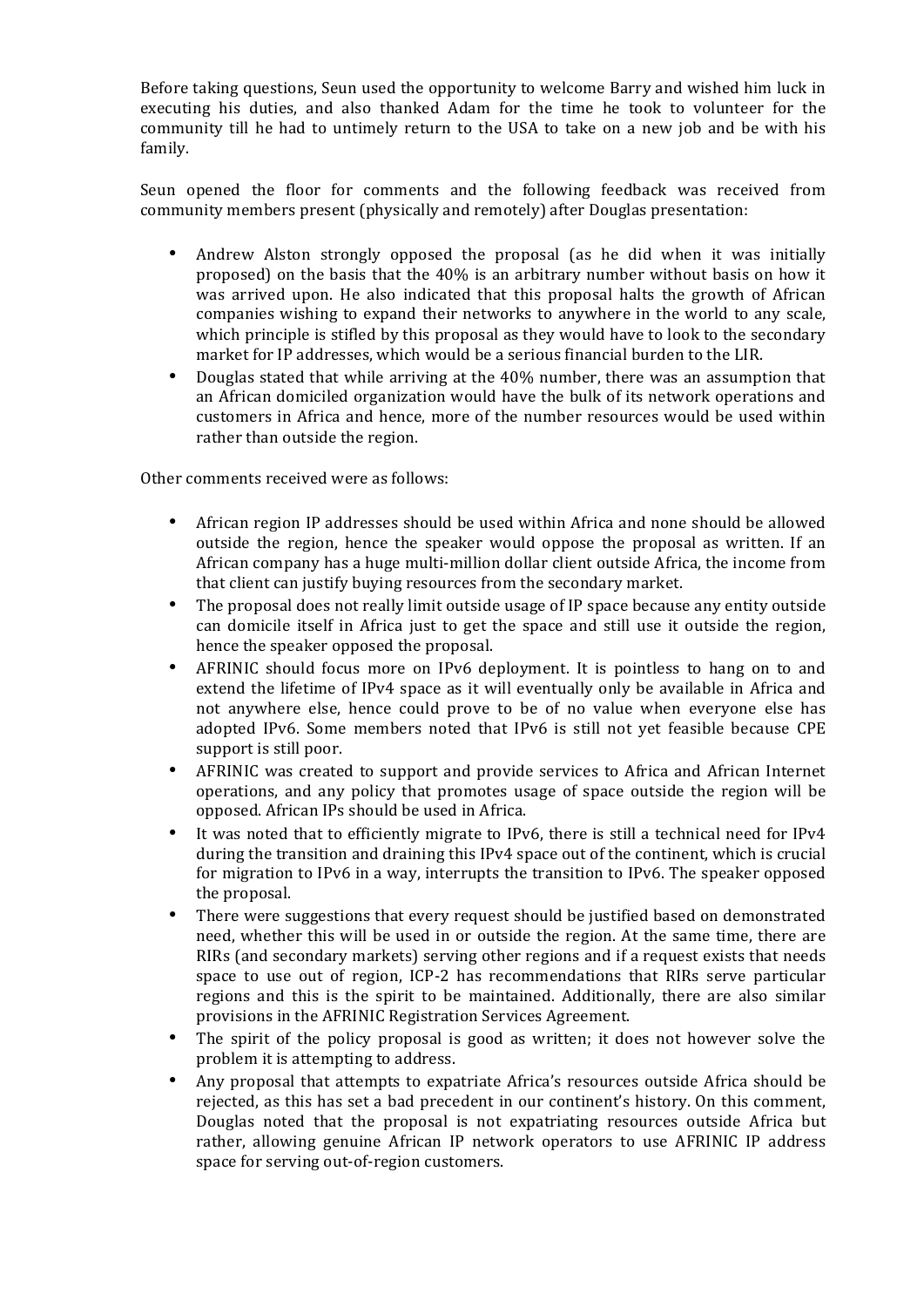Before taking questions, Seun used the opportunity to welcome Barry and wished him luck in executing his duties, and also thanked Adam for the time he took to volunteer for the community till he had to untimely return to the USA to take on a new job and be with his family.

Seun opened the floor for comments and the following feedback was received from community members present (physically and remotely) after Douglas presentation:

- Andrew Alston strongly opposed the proposal (as he did when it was initially proposed) on the basis that the 40% is an arbitrary number without basis on how it was arrived upon. He also indicated that this proposal halts the growth of African companies wishing to expand their networks to anywhere in the world to any scale, which principle is stifled by this proposal as they would have to look to the secondary market for IP addresses, which would be a serious financial burden to the LIR.
- Douglas stated that while arriving at the 40% number, there was an assumption that an African domiciled organization would have the bulk of its network operations and customers in Africa and hence, more of the number resources would be used within rather than outside the region.

Other comments received were as follows:

- African region IP addresses should be used within Africa and none should be allowed outside the region, hence the speaker would oppose the proposal as written. If an African company has a huge multi-million dollar client outside Africa, the income from that client can justify buying resources from the secondary market.
- The proposal does not really limit outside usage of IP space because any entity outside can domicile itself in Africa just to get the space and still use it outside the region, hence the speaker opposed the proposal.
- AFRINIC should focus more on IPv6 deployment. It is pointless to hang on to and extend the lifetime of IPv4 space as it will eventually only be available in Africa and not anywhere else, hence could prove to be of no value when everyone else has adopted IPv6. Some members noted that IPv6 is still not yet feasible because CPE support is still poor.
- AFRINIC was created to support and provide services to Africa and African Internet operations, and any policy that promotes usage of space outside the region will be opposed. African IPs should be used in Africa.
- It was noted that to efficiently migrate to IPv6, there is still a technical need for IPv4 during the transition and draining this IPv4 space out of the continent, which is crucial for migration to IPv6 in a way, interrupts the transition to IPv6. The speaker opposed the proposal.
- There were suggestions that every request should be justified based on demonstrated need, whether this will be used in or outside the region. At the same time, there are RIRs (and secondary markets) serving other regions and if a request exists that needs space to use out of region, ICP-2 has recommendations that RIRs serve particular regions and this is the spirit to be maintained. Additionally, there are also similar provisions in the AFRINIC Registration Services Agreement.
- The spirit of the policy proposal is good as written; it does not however solve the problem it is attempting to address.
- Any proposal that attempts to expatriate Africa's resources outside Africa should be rejected, as this has set a bad precedent in our continent's history. On this comment, Douglas noted that the proposal is not expatriating resources outside Africa but rather, allowing genuine African IP network operators to use AFRINIC IP address space for serving out-of-region customers.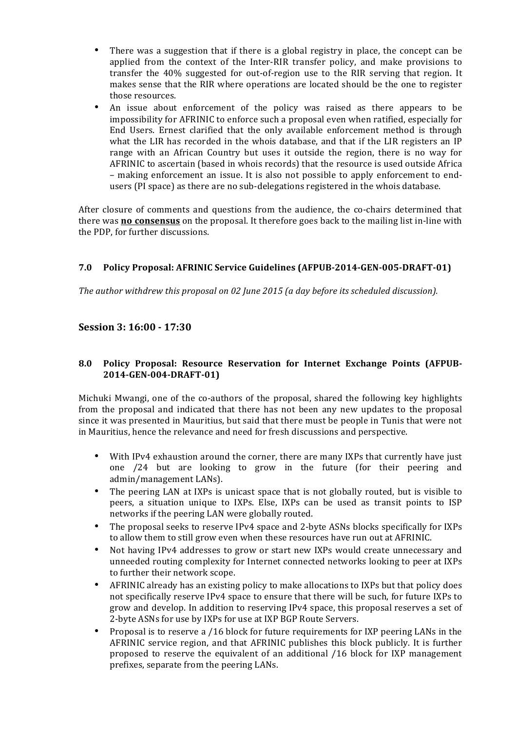- There was a suggestion that if there is a global registry in place, the concept can be applied from the context of the Inter-RIR transfer policy, and make provisions to transfer the 40% suggested for out-of-region use to the RIR serving that region. It makes sense that the RIR where operations are located should be the one to register those resources.
- An issue about enforcement of the policy was raised as there appears to be impossibility for AFRINIC to enforce such a proposal even when ratified, especially for End Users. Ernest clarified that the only available enforcement method is through what the LIR has recorded in the whois database, and that if the LIR registers an IP range with an African Country but uses it outside the region, there is no way for AFRINIC to ascertain (based in whois records) that the resource is used outside Africa – making enforcement an issue. It is also not possible to apply enforcement to end-users (PI space) as there are no sub-delegations registered in the whois database.

After closure of comments and questions from the audience, the co-chairs determined that there was **no consensus** on the proposal. It therefore goes back to the mailing list in-line with the PDP, for further discussions.

### 7.0 Policy Proposal: AFRINIC Service Guidelines (AFPUB-2014-GEN-005-DRAFT-01)

*The author withdrew this proposal on 02 June 2015 (a day before its scheduled discussion).*

## Session 3: 16:00 - 17:30

### 8.0 Policy Proposal: Resource Reservation for Internet Exchange Points (AFPUB-2014-GEN-004-DRAFT-01)

Michuki Mwangi, one of the co-authors of the proposal, shared the following key highlights from the proposal and indicated that there has not been any new updates to the proposal since it was presented in Mauritius, but said that there must be people in Tunis that were not in Mauritius, hence the relevance and need for fresh discussions and perspective.

- With IPv4 exhaustion around the corner, there are many IXPs that currently have just one /24 but are looking to grow in the future (for their peering and admin/management LANs).
- The peering LAN at IXPs is unicast space that is not globally routed, but is visible to peers, a situation unique to IXPs. Else, IXPs can be used as transit points to ISP networks if the peering LAN were globally routed.
- The proposal seeks to reserve IPv4 space and 2-byte ASNs blocks specifically for IXPs to allow them to still grow even when these resources have run out at AFRINIC.
- Not having IPv4 addresses to grow or start new IXPs would create unnecessary and unneeded routing complexity for Internet connected networks looking to peer at IXPs to further their network scope.
- AFRINIC already has an existing policy to make allocations to IXPs but that policy does not specifically reserve IPv4 space to ensure that there will be such, for future IXPs to grow and develop. In addition to reserving IPv4 space, this proposal reserves a set of 2-byte ASNs for use by IXPs for use at IXP BGP Route Servers.
- Proposal is to reserve a /16 block for future requirements for IXP peering LANs in the AFRINIC service region, and that AFRINIC publishes this block publicly. It is further proposed to reserve the equivalent of an additional /16 block for IXP management prefixes, separate from the peering LANs.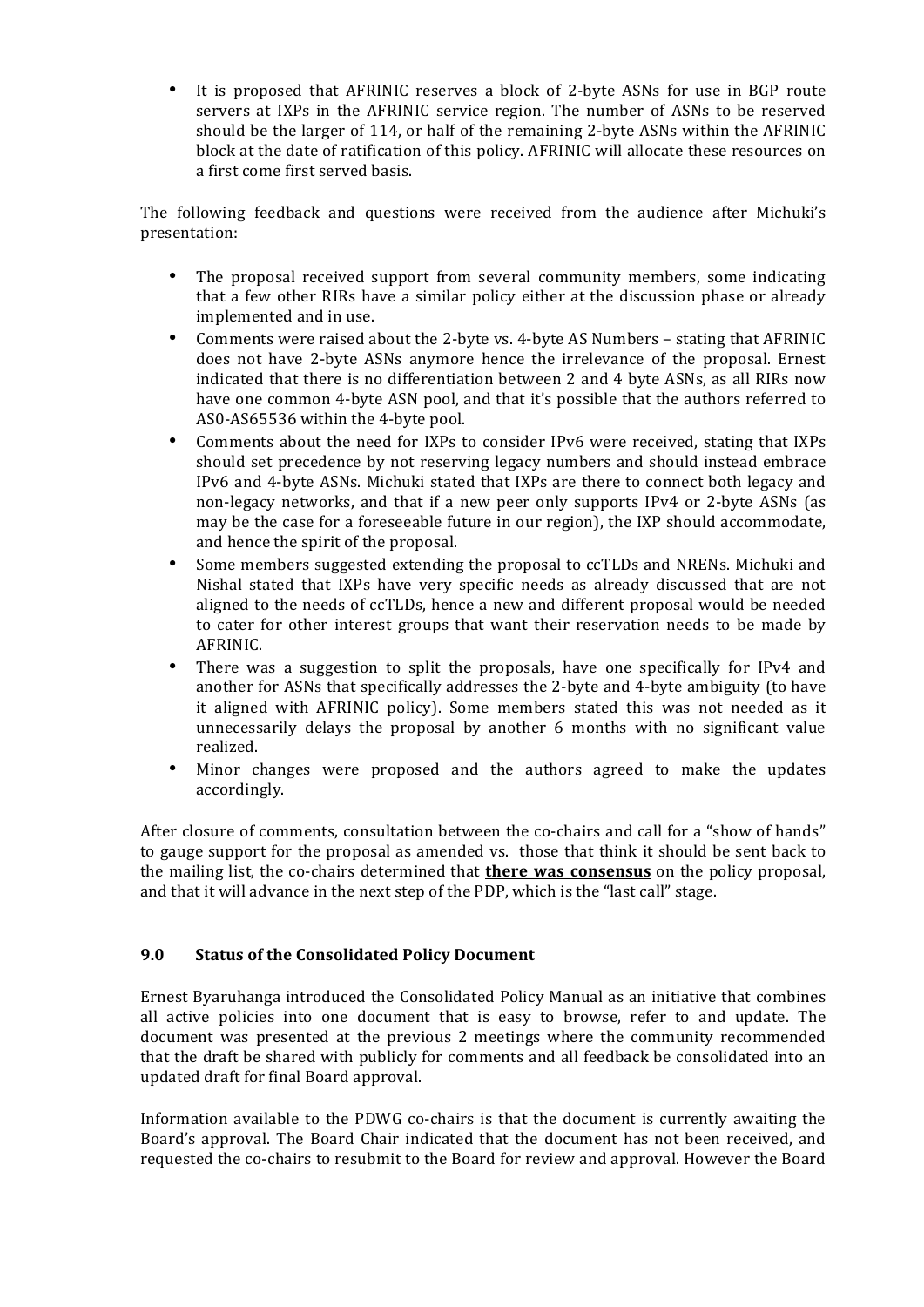- It is proposed that AFRINIC reserves a block of 2-byte ASNs for use in BGP route servers at IXPs in the AFRINIC service region. The number of ASNs to be reserved should be the larger of 114, or half of the remaining 2-byte ASNs within the AFRINIC block at the date of ratification of this policy. AFRINIC will allocate these resources on a first come first served basis.

The following feedback and questions were received from the audience after Michuki's presentation:

- The proposal received support from several community members, some indicating that a few other RIRs have a similar policy either at the discussion phase or already implemented and in use.
- Comments were raised about the 2-byte vs. 4-byte AS Numbers – stating that AFRINIC does not have 2-byte ASNs anymore hence the irrelevance of the proposal. Ernest indicated that there is no differentiation between 2 and 4 byte ASNs, as all RIRs now have one common 4-byte ASN pool, and that it's possible that the authors referred to AS0-AS65536 within the 4-byte pool.
- Comments about the need for IXPs to consider IPv6 were received, stating that IXPs should set precedence by not reserving legacy numbers and should instead embrace IPv6 and 4-byte ASNs. Michuki stated that IXPs are there to connect both legacy and non-legacy networks, and that if a new peer only supports IPv4 or 2-byte ASNs (as may be the case for a foreseeable future in our region), the IXP should accommodate, and hence the spirit of the proposal.
- Some members suggested extending the proposal to ccTLDs and NRENs. Michuki and Nishal stated that IXPs have very specific needs as already discussed that are not aligned to the needs of ccTLDs, hence a new and different proposal would be needed to cater for other interest groups that want their reservation needs to be made by AFRINIC.
- There was a suggestion to split the proposals, have one specifically for IPv4 and another for ASNs that specifically addresses the 2-byte and 4-byte ambiguity (to have it aligned with AFRINIC policy). Some members stated this was not needed as it unnecessarily delays the proposal by another 6 months with no significant value realized.
- Minor changes were proposed and the authors agreed to make the updates accordingly.

After closure of comments, consultation between the co-chairs and call for a "show of hands" to gauge support for the proposal as amended vs. those that think it should be sent back to the mailing list, the co-chairs determined that **there was consensus** on the policy proposal, and that it will advance in the next step of the PDP, which is the "last call" stage.

## 9.0 Status of the Consolidated Policy Document

Ernest Byaruhanga introduced the Consolidated Policy Manual as an initiative that combines all active policies into one document that is easy to browse, refer to and update. The document was presented at the previous 2 meetings where the community recommended that the draft be shared with publicly for comments and all feedback be consolidated into an updated draft for final Board approval.

Information available to the PDWG co-chairs is that the document is currently awaiting the Board's approval. The Board Chair indicated that the document has not been received, and requested the co-chairs to resubmit to the Board for review and approval. However the Board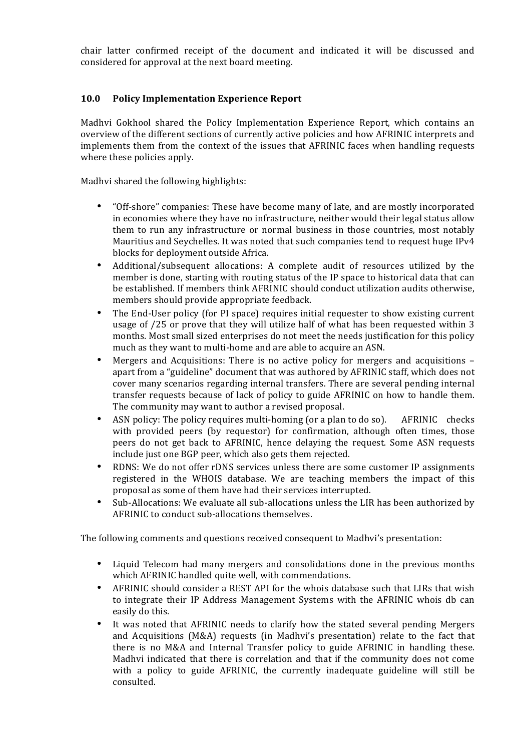chair latter confirmed receipt of the document and indicated it will be discussed and considered for approval at the next board meeting.

## 10.0 Policy Implementation Experience Report

Madhvi Gokhool shared the Policy Implementation Experience Report, which contains an overview of the different sections of currently active policies and how AFRINIC interprets and implements them from the context of the issues that AFRINIC faces when handling requests where these policies apply.

Madhvi shared the following highlights:

- "Off-shore" companies: These have become many of late, and are mostly incorporated in economies where they have no infrastructure, neither would their legal status allow them to run any infrastructure or normal business in those countries, most notably Mauritius and Seychelles. It was noted that such companies tend to request huge IPv4 blocks for deployment outside Africa.
- Additional/subsequent allocations: A complete audit of resources utilized by the member is done, starting with routing status of the IP space to historical data that can be established. If members think AFRINIC should conduct utilization audits otherwise, members should provide appropriate feedback.
- The End-User policy (for PI space) requires initial requester to show existing current usage of /25 or prove that they will utilize half of what has been requested within 3 months. Most small sized enterprises do not meet the needs justification for this policy much as they want to multi-home and are able to acquire an ASN.
- Mergers and Acquisitions: There is no active policy for mergers and acquisitions – apart from a "guideline" document that was authored by AFRINIC staff, which does not cover many scenarios regarding internal transfers. There are several pending internal transfer requests because of lack of policy to guide AFRINIC on how to handle them. The community may want to author a revised proposal.
- ASN policy: The policy requires multi-homing (or a plan to do so). AFRINIC checks with provided peers (by requestor) for confirmation, although often times, those peers do not get back to AFRINIC, hence delaying the request. Some ASN requests include just one BGP peer, which also gets them rejected.
- RDNS: We do not offer rDNS services unless there are some customer IP assignments registered in the WHOIS database. We are teaching members the impact of this proposal as some of them have had their services interrupted.
- Sub-Allocations: We evaluate all sub-allocations unless the LIR has been authorized by AFRINIC to conduct sub-allocations themselves.

The following comments and questions received consequent to Madhvi's presentation:

- Liquid Telecom had many mergers and consolidations done in the previous months which AFRINIC handled quite well, with commendations.
- AFRINIC should consider a REST API for the whois database such that LIRs that wish to integrate their IP Address Management Systems with the AFRINIC whois db can easily do this.
- It was noted that AFRINIC needs to clarify how the stated several pending Mergers and Acquisitions (M&A) requests (in Madhvi's presentation) relate to the fact that there is no M&A and Internal Transfer policy to guide AFRINIC in handling these. Madhvi indicated that there is correlation and that if the community does not come with a policy to guide AFRINIC, the currently inadequate guideline will still be consulted.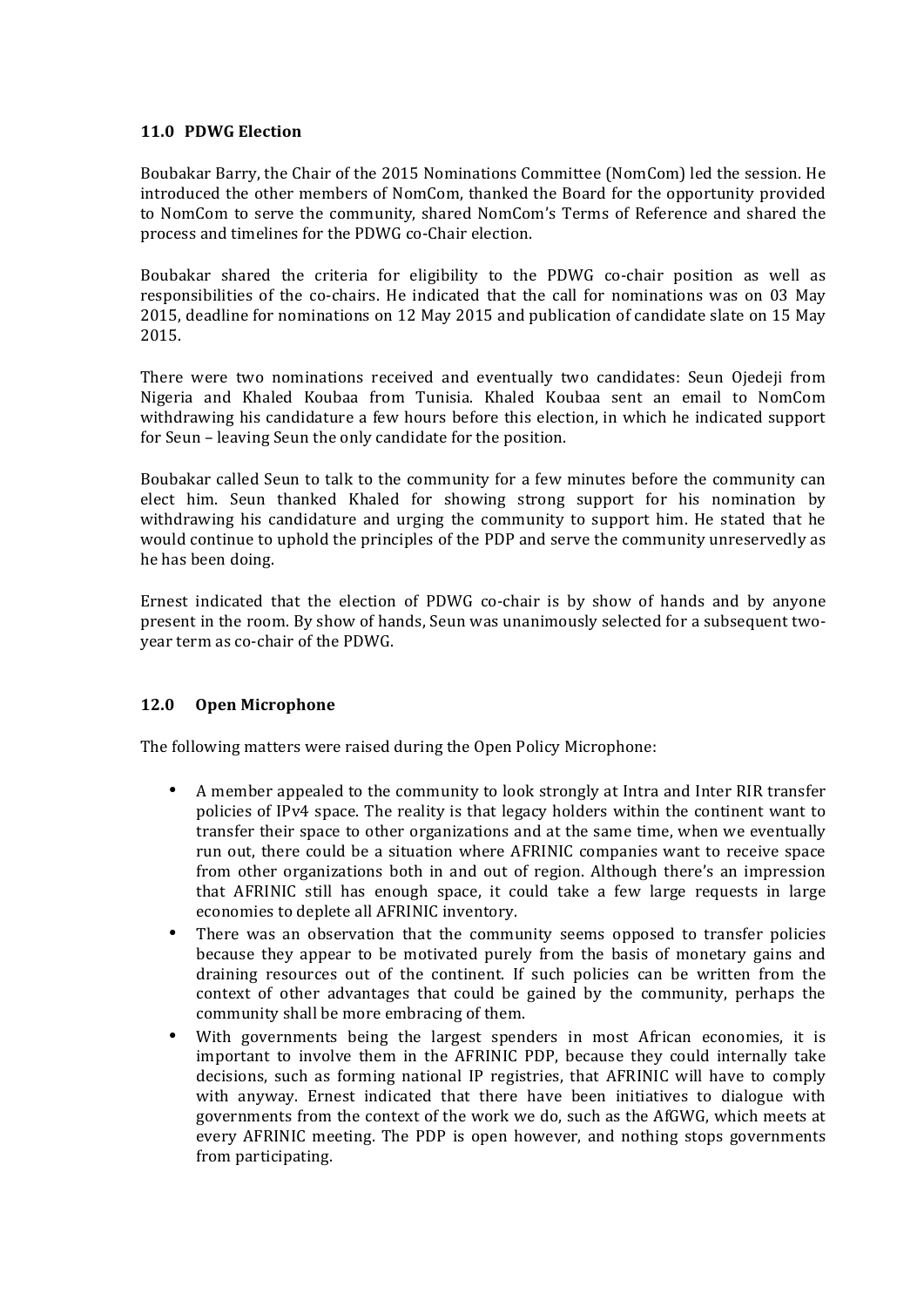## 11.0 PDWG Election

Boubakar Barry, the Chair of the 2015 Nominations Committee (NomCom) led the session. He introduced the other members of NomCom, thanked the Board for the opportunity provided to NomCom to serve the community, shared NomCom's Terms of Reference and shared the process and timelines for the PDWG co-Chair election.

Boubakar shared the criteria for eligibility to the PDWG co-chair position as well as responsibilities of the co-chairs. He indicated that the call for nominations was on 03 May 2015, deadline for nominations on 12 May 2015 and publication of candidate slate on 15 May 2015.

There were two nominations received and eventually two candidates: Seun Ojedeji from Nigeria and Khaled Koubaa from Tunisia. Khaled Koubaa sent an email to NomCom withdrawing his candidature a few hours before this election, in which he indicated support for Seun – leaving Seun the only candidate for the position.

Boubakar called Seun to talk to the community for a few minutes before the community can elect him. Seun thanked Khaled for showing strong support for his nomination by withdrawing his candidature and urging the community to support him. He stated that he would continue to uphold the principles of the PDP and serve the community unreservedly as he has been doing.

Ernest indicated that the election of PDWG co-chair is by show of hands and by anyone present in the room. By show of hands, Seun was unanimously selected for a subsequent two-year term as co-chair of the PDWG.

## 12.0 Open Microphone

The following matters were raised during the Open Policy Microphone:

- A member appealed to the community to look strongly at Intra and Inter RIR transfer policies of IPv4 space. The reality is that legacy holders within the continent want to transfer their space to other organizations and at the same time, when we eventually run out, there could be a situation where AFRINIC companies want to receive space from other organizations both in and out of region. Although there's an impression that AFRINIC still has enough space, it could take a few large requests in large economies to deplete all AFRINIC inventory.
- There was an observation that the community seems opposed to transfer policies because they appear to be motivated purely from the basis of monetary gains and draining resources out of the continent. If such policies can be written from the context of other advantages that could be gained by the community, perhaps the community shall be more embracing of them.
- With governments being the largest spenders in most African economies, it is important to involve them in the AFRINIC PDP, because they could internally take decisions, such as forming national IP registries, that AFRINIC will have to comply with anyway. Ernest indicated that there have been initiatives to dialogue with governments from the context of the work we do, such as the AfGWG, which meets at every AFRINIC meeting. The PDP is open however, and nothing stops governments from participating.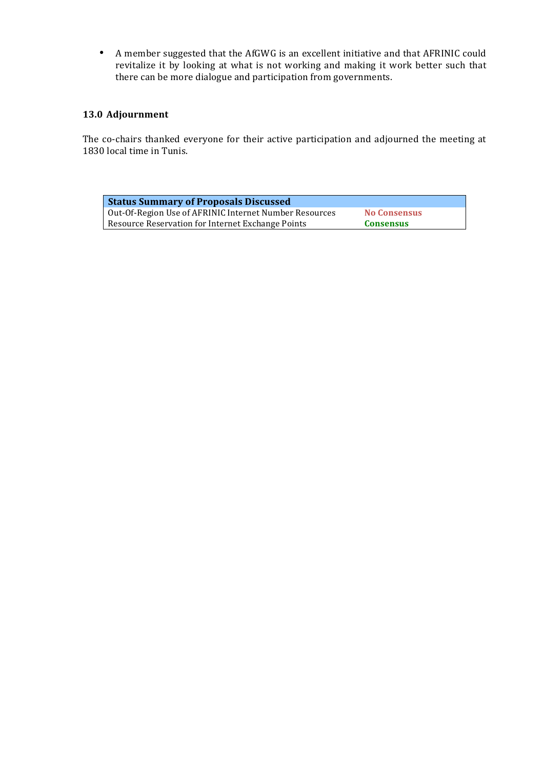- A member suggested that the AfGWG is an excellent initiative and that AFRINIC could revitalize it by looking at what is not working and making it work better such that there can be more dialogue and participation from governments.

### 13.0 Adjournment

The co-chairs thanked everyone for their active participation and adjourned the meeting at 1830 local time in Tunis.

| **Status Summary of Proposals Discussed** | |
|---|---|
| Out-Of-Region Use of AFRINIC Internet Number Resources | **No Consensus** |
| Resource Reservation for Internet Exchange Points | **Consensus** |